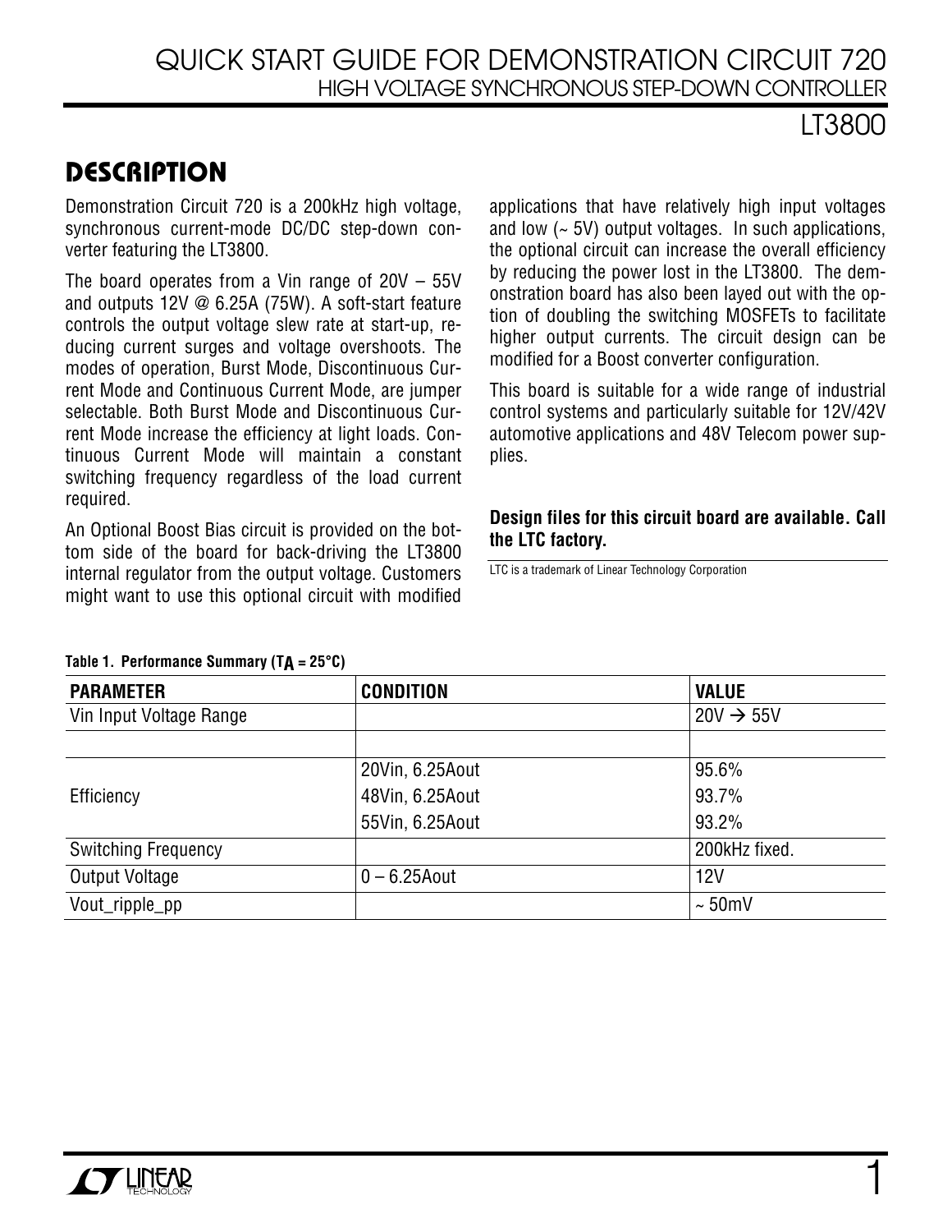# QUICK START GUIDE FOR DEMONSTRATION CIRCUIT 720
## HIGH VOLTAGE SYNCHRONOUS STEP-DOWN CONTROLLER
## LT3800

## DESCRIPTION

Demonstration Circuit 720 is a 200kHz high voltage, synchronous current-mode DC/DC step-down converter featuring the LT3800.

The board operates from a Vin range of 20V – 55V and outputs 12V @ 6.25A (75W). A soft-start feature controls the output voltage slew rate at start-up, reducing current surges and voltage overshoots. The modes of operation, Burst Mode, Discontinuous Current Mode and Continuous Current Mode, are jumper selectable. Both Burst Mode and Discontinuous Current Mode increase the efficiency at light loads. Continuous Current Mode will maintain a constant switching frequency regardless of the load current required.

An Optional Boost Bias circuit is provided on the bottom side of the board for back-driving the LT3800 internal regulator from the output voltage. Customers might want to use this optional circuit with modified applications that have relatively high input voltages and low (~ 5V) output voltages. In such applications, the optional circuit can increase the overall efficiency by reducing the power lost in the LT3800. The demonstration board has also been layed out with the option of doubling the switching MOSFETs to facilitate higher output currents. The circuit design can be modified for a Boost converter configuration.

This board is suitable for a wide range of industrial control systems and particularly suitable for 12V/42V automotive applications and 48V Telecom power supplies.

**Design files for this circuit board are available. Call the LTC factory.**

LTC is a trademark of Linear Technology Corporation

**Table 1. Performance Summary ($T_A$ = 25°C)**

| PARAMETER | CONDITION | VALUE |
|---|---|---|
| Vin Input Voltage Range | | 20V → 55V |
| | | |
| Efficiency | 20Vin, 6.25Aout | 95.6% |
| | 48Vin, 6.25Aout | 93.7% |
| | 55Vin, 6.25Aout | 93.2% |
| Switching Frequency | | 200kHz fixed. |
| Output Voltage | 0 – 6.25Aout | 12V |
| Vout_ripple_pp | | ~ 50mV |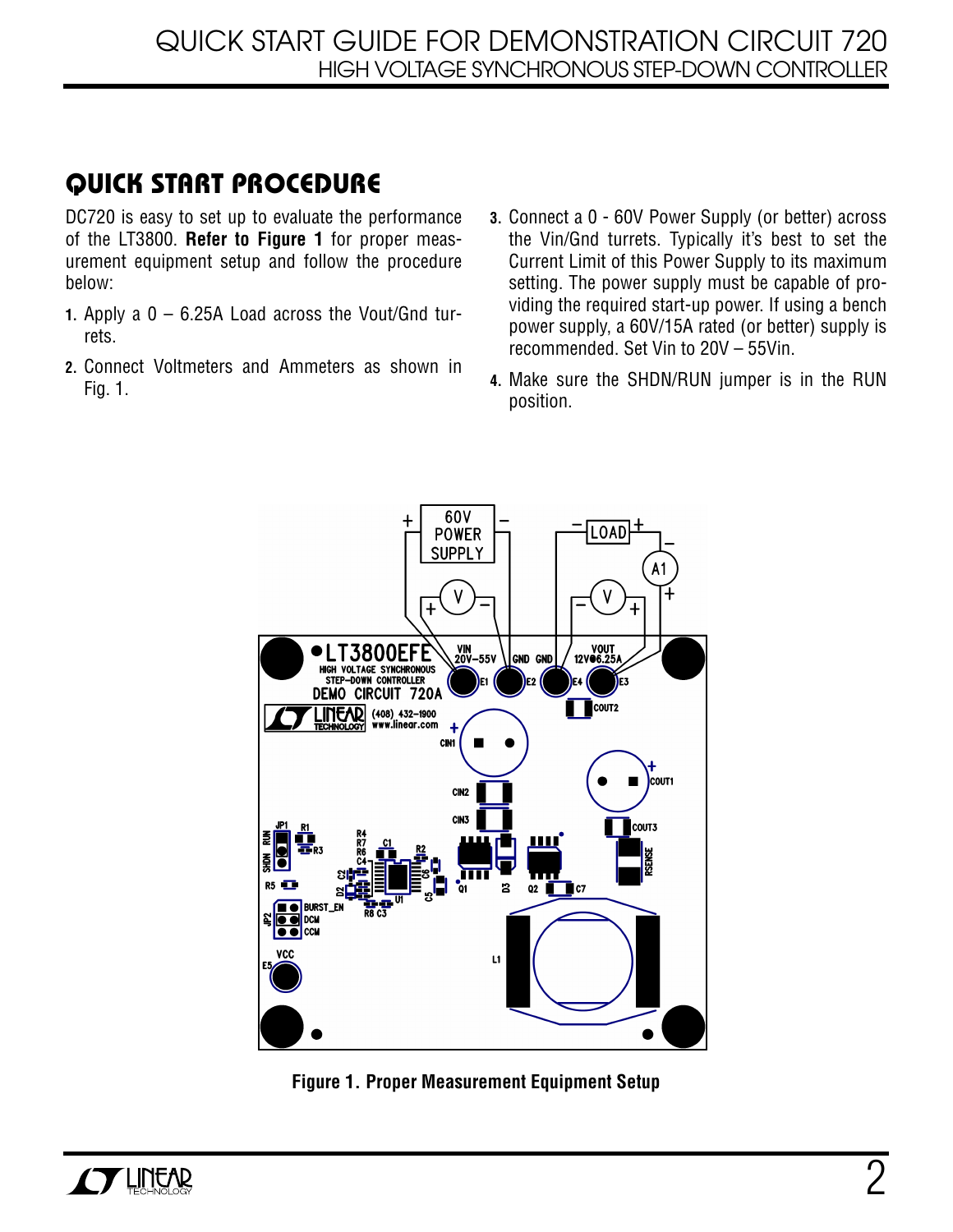## QUICK START PROCEDURE

DC720 is easy to set up to evaluate the performance of the LT3800. **Refer to Figure 1** for proper measurement equipment setup and follow the procedure below:

1. Apply a 0 – 6.25A Load across the Vout/Gnd turrets.
2. Connect Voltmeters and Ammeters as shown in Fig. 1.
3. Connect a 0 - 60V Power Supply (or better) across the Vin/Gnd turrets. Typically it's best to set the Current Limit of this Power Supply to its maximum setting. The power supply must be capable of providing the required start-up power. If using a bench power supply, a 60V/15A rated (or better) supply is recommended. Set Vin to 20V – 55Vin.
4. Make sure the SHDN/RUN jumper is in the RUN position.

**Figure 1. Proper Measurement Equipment Setup**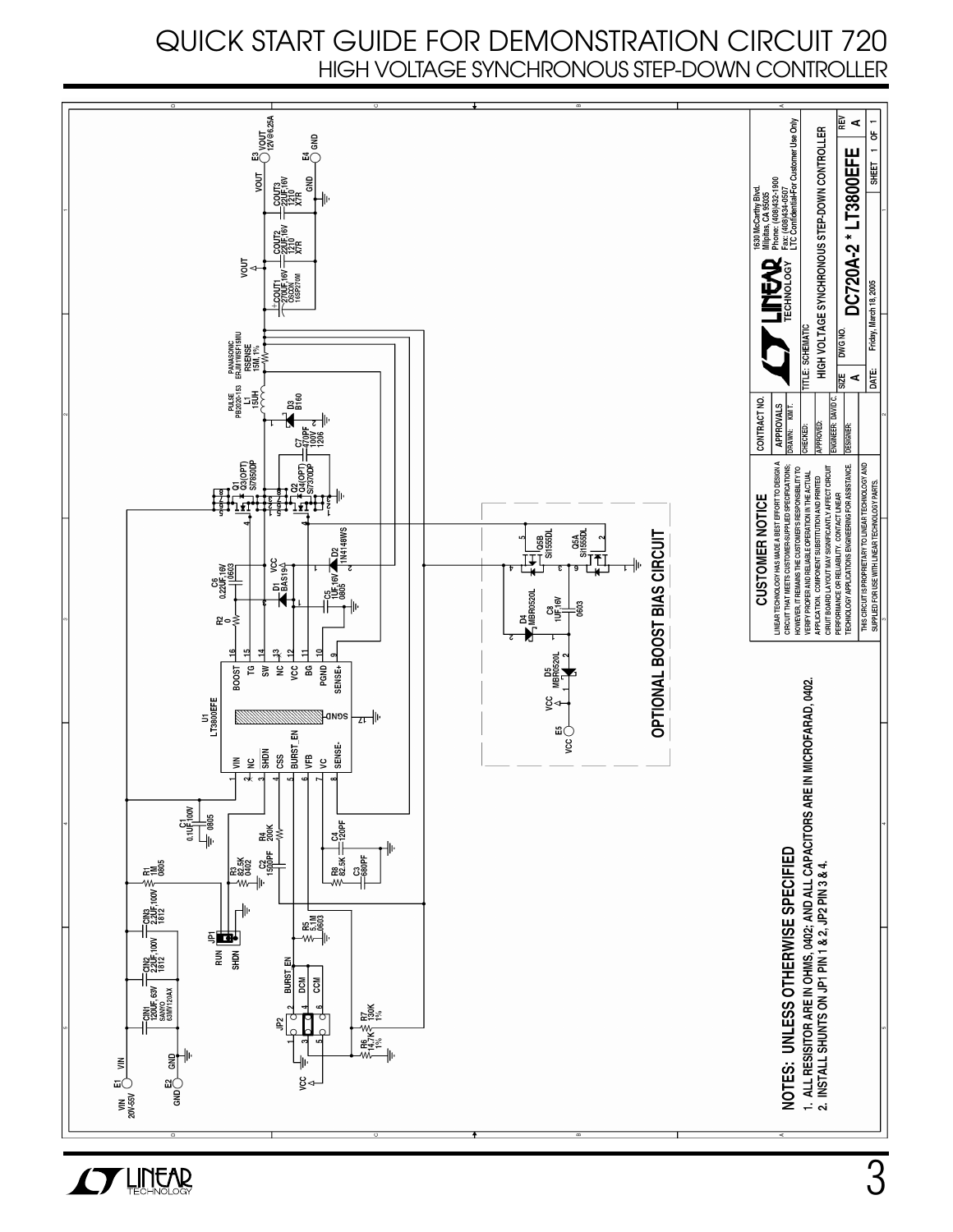NOTES: UNLESS OTHERWISE SPECIFIED

1. ALL RESISITOR ARE IN OHMS, 0402; AND ALL CAPACITORS ARE IN MICROFARAD, 0402.
2. INSTALL SHUNTS ON JP1 PIN 1 & 2, JP2 PIN 3 & 4.

OPTIONAL BOOST BIAS CIRCUIT

VIN 20V-55V
E1 VIN
E2 GND
GND
CIN1 120UF, 63V SANYO 63MV120AX
CIN2 2.2UF,100V 1812
CIN3 2.2UF,100V 1812
R1 1M 0805
C1 0.1UF,100V 0805
JP1 RUN SHDN
R3 82.5K 0402
C2 1500PF
R4 200K
R5 5.1M 0603
BURST_EN DCM CCM
JP2
VCC
R6 14.7K 1%
R7 130K 1%
R8 82.5K
C3 680PF
C4 120PF
U1 LT3800EFE
VIN NC SHDN CSS BURST_EN VFB VC SENSE-
BOOST TG SW NC VCC BG PGND SENSE+
SGND 17
R2 0
C6 0.22UF,16V 0603
D1 BAS19
C5 1UF,16V 0805
D2 1N4148WS
VCC
Q1 Q3(OPT) Si7850DP
Q2 Q4(OPT) Si7370DP
C7 470PF 100V 1206
D3 B160
PULSE PB2020-153 L1 15UH
PANASONIC ERJM1WSF15MU RSENSE 15M,1%
VOUT
COUT1 270UF,16V OSCON 16SP270M
COUT2 22UF,16V 1210 X7R
COUT3 22UF,16V 1210 X7R
VOUT
E3 VOUT 12V@6.25A
E4 GND
Q5B Si1555DL
Q5A Si1555DL
D4 MBR0520L
C8 1UF,16V 0603
D5 MBR0520L
VCC
E5 VCC

CUSTOMER NOTICE

LINEAR TECHNOLOGY HAS MADE A BEST EFFORT TO DESIGN A CIRCUIT THAT MEETS CUSTOMER-SUPPLIED SPECIFICATIONS; HOWEVER, IT REMAINS THE CUSTOMER'S RESPONSIBILITY TO VERIFY PROPER AND RELIABLE OPERATION IN THE ACTUAL APPLICATION. COMPONENT SUBSTITUTION AND PRINTED CIRCUIT BOARD LAYOUT MAY SIGNIFICANTLY AFFECT CIRCUIT PERFORMANCE OR RELIABILITY. CONTACT LINEAR TECHNOLOGY APPLICATIONS ENGINEERING FOR ASSISTANCE.

THIS CIRCUIT IS PROPRIETARY TO LINEAR TECHNOLOGY AND SUPPLIED FOR USE WITH LINEAR TECHNOLOGY PARTS.

| | |
|---|---|
| CONTRACT NO. | |
| APPROVALS | |
| DRAWN: | KIM T. |
| CHECKED: | |
| APPROVED: | |
| ENGINEER: | DAVID C. |
| DESIGNER: | |

LINEAR TECHNOLOGY
1630 McCarthy Blvd.
Milpitas, CA 95035
Phone: (408)432-1900
Fax: (408)434-0507
LTC Confidential-For Customer Use Only

TITLE: SCHEMATIC
HIGH VOLTAGE SYNCHRONOUS STEP-DOWN CONTROLLER

SIZE A | DWG NO. DC720A-2 * LT3800EFE | REV A

DATE: Friday, March 18, 2005 | SHEET 1 OF 1